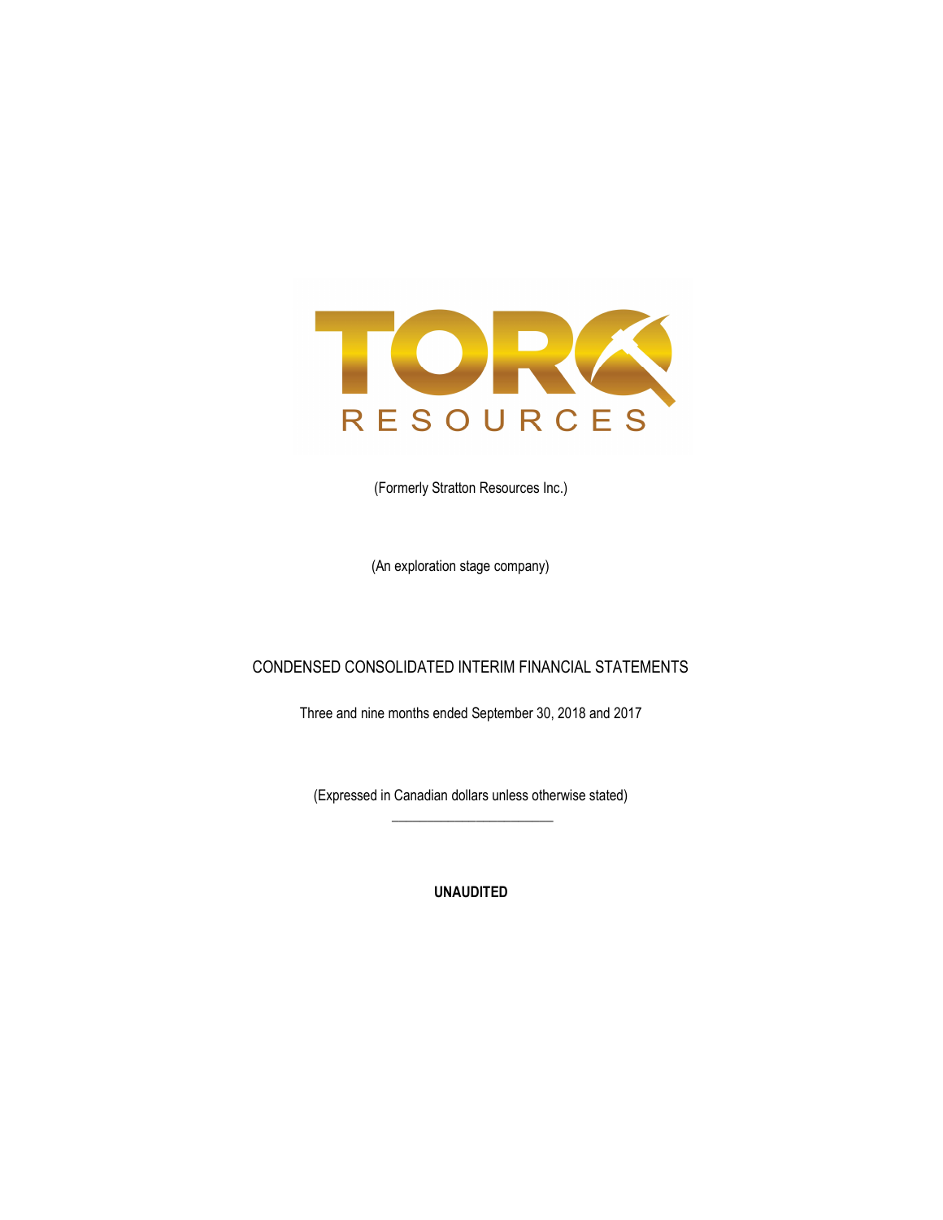TORQ RESOURCES

(Formerly Stratton Resources Inc.)

(An exploration stage company)

# CONDENSED CONSOLIDATED INTERIM FINANCIAL STATEMENTS

Three and nine months ended September 30, 2018 and 2017

(Expressed in Canadian dollars unless otherwise stated)

---

**UNAUDITED**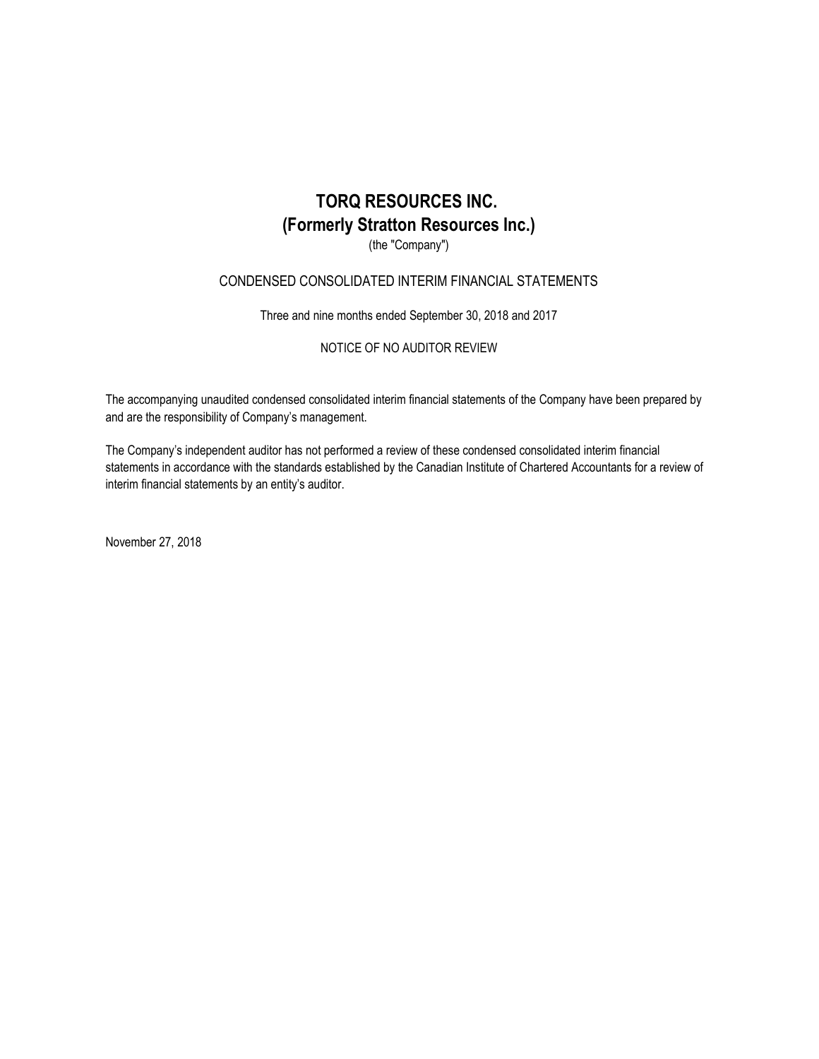# TORQ RESOURCES INC.
# (Formerly Stratton Resources Inc.)

(the "Company")

CONDENSED CONSOLIDATED INTERIM FINANCIAL STATEMENTS

Three and nine months ended September 30, 2018 and 2017

NOTICE OF NO AUDITOR REVIEW

The accompanying unaudited condensed consolidated interim financial statements of the Company have been prepared by and are the responsibility of Company's management.

The Company's independent auditor has not performed a review of these condensed consolidated interim financial statements in accordance with the standards established by the Canadian Institute of Chartered Accountants for a review of interim financial statements by an entity's auditor.

November 27, 2018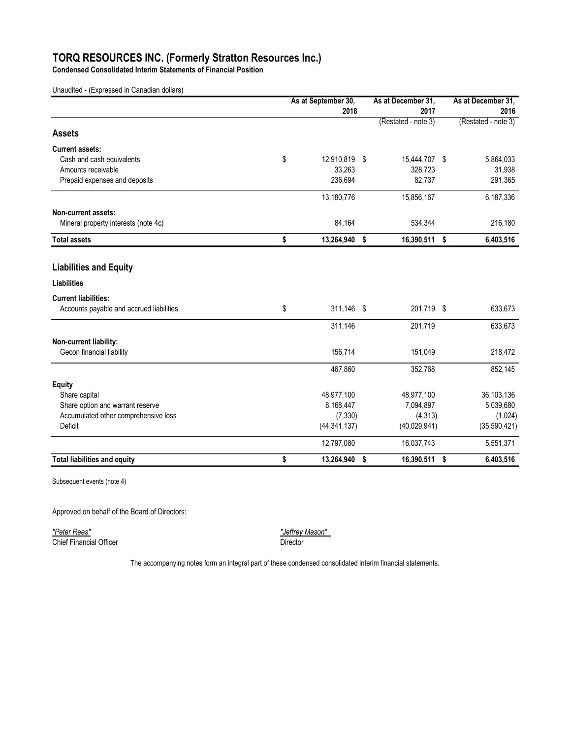# TORQ RESOURCES INC. (Formerly Stratton Resources Inc.)

**Condensed Consolidated Interim Statements of Financial Position**

Unaudited - (Expressed in Canadian dollars)

| | As at September 30, 2018 | As at December 31, 2017 | As at December 31, 2016 |
|---|---|---|---|
| | | (Restated - note 3) | (Restated - note 3) |
| **Assets** | | | |
| **Current assets:** | | | |
| Cash and cash equivalents | $ 12,910,819 | $ 15,444,707 | $ 5,864,033 |
| Amounts receivable | 33,263 | 328,723 | 31,938 |
| Prepaid expenses and deposits | 236,694 | 82,737 | 291,365 |
| | 13,180,776 | 15,856,167 | 6,187,336 |
| **Non-current assets:** | | | |
| Mineral property interests (note 4c) | 84,164 | 534,344 | 216,180 |
| **Total assets** | **$ 13,264,940** | **$ 16,390,511** | **$ 6,403,516** |
| **Liabilities and Equity** | | | |
| **Liabilities** | | | |
| **Current liabilities:** | | | |
| Accounts payable and accrued liabilities | $ 311,146 | $ 201,719 | $ 633,673 |
| | 311,146 | 201,719 | 633,673 |
| **Non-current liability:** | | | |
| Gecon financial liability | 156,714 | 151,049 | 218,472 |
| | 467,860 | 352,768 | 852,145 |
| **Equity** | | | |
| Share capital | 48,977,100 | 48,977,100 | 36,103,136 |
| Share option and warrant reserve | 8,168,447 | 7,094,897 | 5,039,680 |
| Accumulated other comprehensive loss | (7,330) | (4,313) | (1,024) |
| Deficit | (44,341,137) | (40,029,941) | (35,590,421) |
| | 12,797,080 | 16,037,743 | 5,551,371 |
| **Total liabilities and equity** | **$ 13,264,940** | **$ 16,390,511** | **$ 6,403,516** |

Subsequent events (note 4)

Approved on behalf of the Board of Directors:

*"Peter Rees"*
Chief Financial Officer

*"Jeffrey Mason"*
Director

The accompanying notes form an integral part of these condensed consolidated interim financial statements.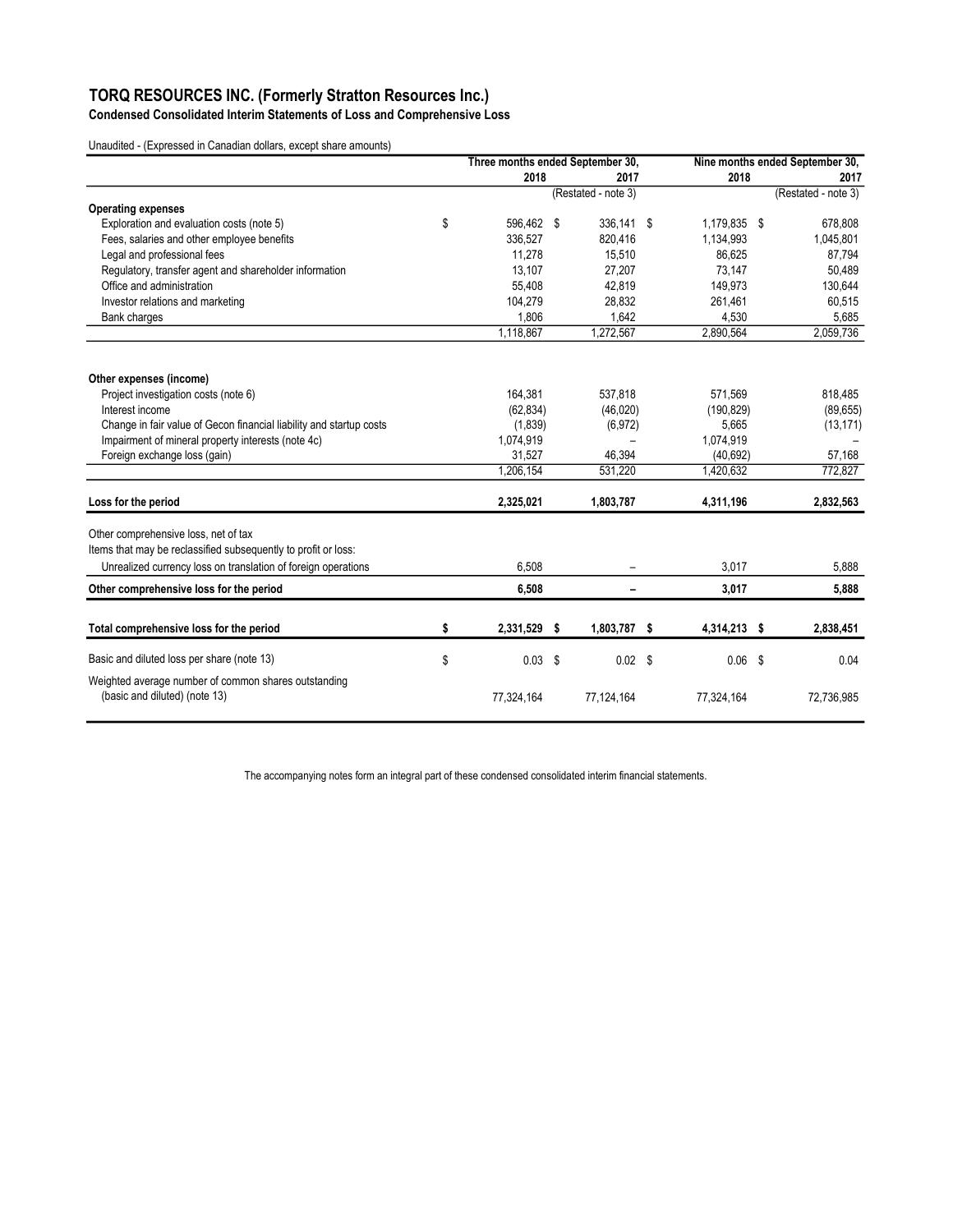# TORQ RESOURCES INC. (Formerly Stratton Resources Inc.)

## Condensed Consolidated Interim Statements of Loss and Comprehensive Loss

Unaudited - (Expressed in Canadian dollars, except share amounts)

| | Three months ended September 30, | | Nine months ended September 30, | |
|---|---|---|---|---|
| | 2018 | 2017 | 2018 | 2017 |
| | | (Restated - note 3) | | (Restated - note 3) |
| **Operating expenses** | | | | |
| Exploration and evaluation costs (note 5) | $ 596,462 | $ 336,141 | $ 1,179,835 | $ 678,808 |
| Fees, salaries and other employee benefits | 336,527 | 820,416 | 1,134,993 | 1,045,801 |
| Legal and professional fees | 11,278 | 15,510 | 86,625 | 87,794 |
| Regulatory, transfer agent and shareholder information | 13,107 | 27,207 | 73,147 | 50,489 |
| Office and administration | 55,408 | 42,819 | 149,973 | 130,644 |
| Investor relations and marketing | 104,279 | 28,832 | 261,461 | 60,515 |
| Bank charges | 1,806 | 1,642 | 4,530 | 5,685 |
| | 1,118,867 | 1,272,567 | 2,890,564 | 2,059,736 |
| **Other expenses (income)** | | | | |
| Project investigation costs (note 6) | 164,381 | 537,818 | 571,569 | 818,485 |
| Interest income | (62,834) | (46,020) | (190,829) | (89,655) |
| Change in fair value of Gecon financial liability and startup costs | (1,839) | (6,972) | 5,665 | (13,171) |
| Impairment of mineral property interests (note 4c) | 1,074,919 | – | 1,074,919 | – |
| Foreign exchange loss (gain) | 31,527 | 46,394 | (40,692) | 57,168 |
| | 1,206,154 | 531,220 | 1,420,632 | 772,827 |
| **Loss for the period** | **2,325,021** | **1,803,787** | **4,311,196** | **2,832,563** |
| Other comprehensive loss, net of tax | | | | |
| Items that may be reclassified subsequently to profit or loss: | | | | |
| Unrealized currency loss on translation of foreign operations | 6,508 | – | 3,017 | 5,888 |
| **Other comprehensive loss for the period** | **6,508** | **–** | **3,017** | **5,888** |
| **Total comprehensive loss for the period** | **$ 2,331,529** | **$ 1,803,787** | **$ 4,314,213** | **$ 2,838,451** |
| Basic and diluted loss per share (note 13) | $ 0.03 | $ 0.02 | $ 0.06 | $ 0.04 |
| Weighted average number of common shares outstanding (basic and diluted) (note 13) | 77,324,164 | 77,124,164 | 77,324,164 | 72,736,985 |

The accompanying notes form an integral part of these condensed consolidated interim financial statements.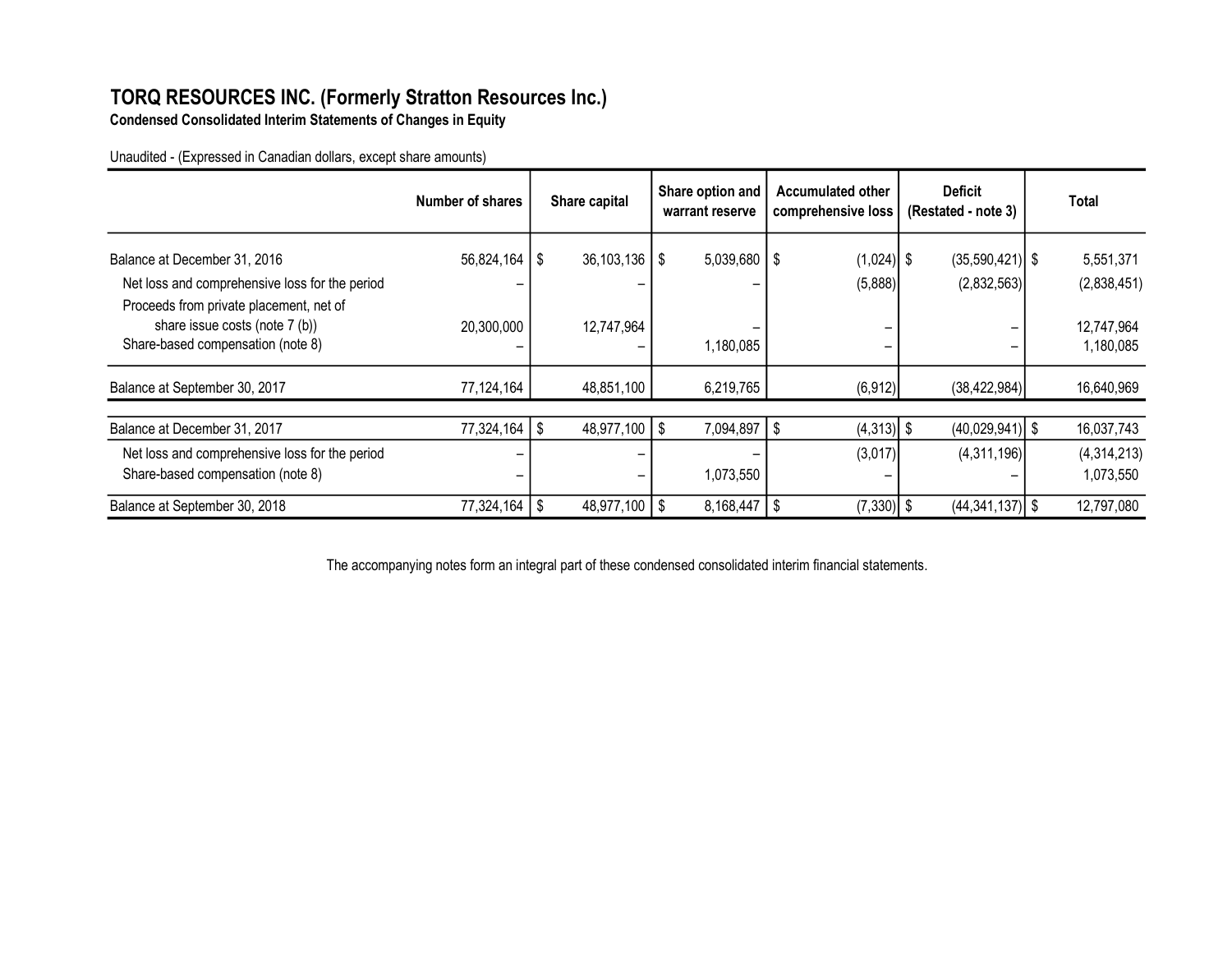# TORQ RESOURCES INC. (Formerly Stratton Resources Inc.)

**Condensed Consolidated Interim Statements of Changes in Equity**

Unaudited - (Expressed in Canadian dollars, except share amounts)

| | Number of shares | Share capital | Share option and warrant reserve | Accumulated other comprehensive loss | Deficit (Restated - note 3) | Total |
|---|---|---|---|---|---|---|
| Balance at December 31, 2016 | 56,824,164 | $ 36,103,136 | $ 5,039,680 | $ (1,024) | $ (35,590,421) | $ 5,551,371 |
| Net loss and comprehensive loss for the period | – | – | – | (5,888) | (2,832,563) | (2,838,451) |
| Proceeds from private placement, net of share issue costs (note 7 (b)) | 20,300,000 | 12,747,964 | – | – | – | 12,747,964 |
| Share-based compensation (note 8) | – | – | 1,180,085 | – | – | 1,180,085 |
| Balance at September 30, 2017 | 77,124,164 | 48,851,100 | 6,219,765 | (6,912) | (38,422,984) | 16,640,969 |
| Balance at December 31, 2017 | 77,324,164 | $ 48,977,100 | $ 7,094,897 | $ (4,313) | $ (40,029,941) | $ 16,037,743 |
| Net loss and comprehensive loss for the period | – | – | – | (3,017) | (4,311,196) | (4,314,213) |
| Share-based compensation (note 8) | – | – | 1,073,550 | – | – | 1,073,550 |
| Balance at September 30, 2018 | 77,324,164 | $ 48,977,100 | $ 8,168,447 | $ (7,330) | $ (44,341,137) | $ 12,797,080 |

The accompanying notes form an integral part of these condensed consolidated interim financial statements.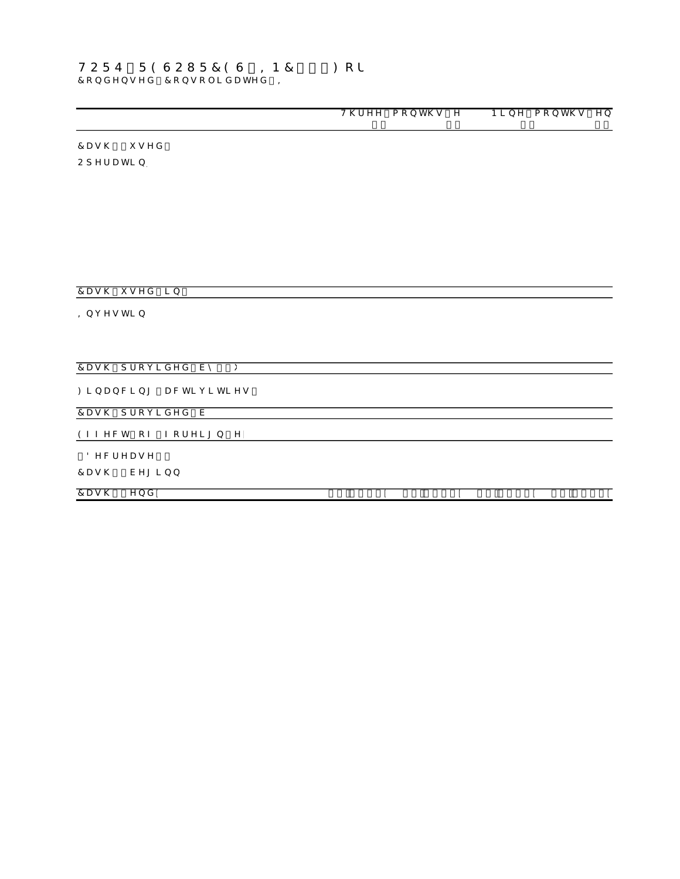TORQ RESOURCES INC. For

Condensed Consolidated I

| | Three months e | | Nine months en | |
|---|---|---|---|---|
| Cash used | | | | |
| Operatin | | | | |
| Cash used in | | | | |
| Investin | | | | |
| Cash provided by | | | | |
| Financing activities | | | | |
| Cash provided b | | | | |
| Effect of foreign e | | | | |
| Decrease | | | | |
| Cash beginn | | | | |
| Cash end | | | | |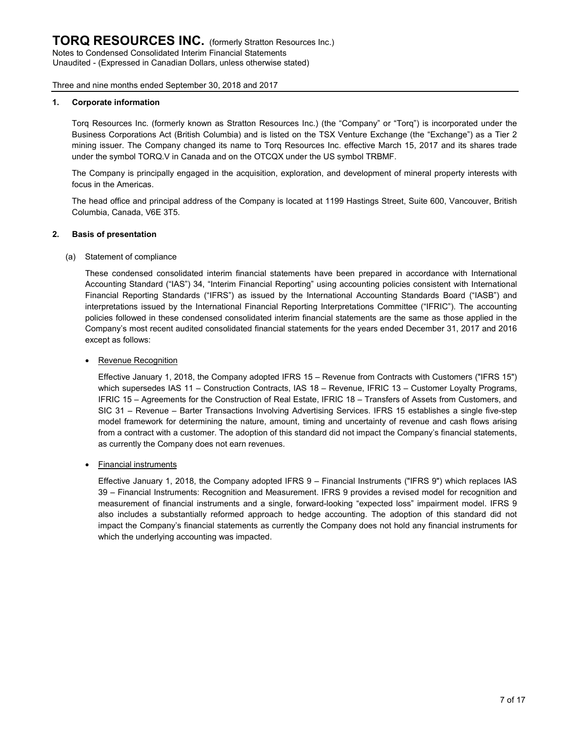## 1. Corporate information

Torq Resources Inc. (formerly known as Stratton Resources Inc.) (the "Company" or "Torq") is incorporated under the Business Corporations Act (British Columbia) and is listed on the TSX Venture Exchange (the "Exchange") as a Tier 2 mining issuer. The Company changed its name to Torq Resources Inc. effective March 15, 2017 and its shares trade under the symbol TORQ.V in Canada and on the OTCQX under the US symbol TRBMF.

The Company is principally engaged in the acquisition, exploration, and development of mineral property interests with focus in the Americas.

The head office and principal address of the Company is located at 1199 Hastings Street, Suite 600, Vancouver, British Columbia, Canada, V6E 3T5.

## 2. Basis of presentation

(a) Statement of compliance

These condensed consolidated interim financial statements have been prepared in accordance with International Accounting Standard ("IAS") 34, "Interim Financial Reporting" using accounting policies consistent with International Financial Reporting Standards ("IFRS") as issued by the International Accounting Standards Board ("IASB") and interpretations issued by the International Financial Reporting Interpretations Committee ("IFRIC"). The accounting policies followed in these condensed consolidated interim financial statements are the same as those applied in the Company's most recent audited consolidated financial statements for the years ended December 31, 2017 and 2016 except as follows:

- Revenue Recognition

  Effective January 1, 2018, the Company adopted IFRS 15 – Revenue from Contracts with Customers ("IFRS 15") which supersedes IAS 11 – Construction Contracts, IAS 18 – Revenue, IFRIC 13 – Customer Loyalty Programs, IFRIC 15 – Agreements for the Construction of Real Estate, IFRIC 18 – Transfers of Assets from Customers, and SIC 31 – Revenue – Barter Transactions Involving Advertising Services. IFRS 15 establishes a single five-step model framework for determining the nature, amount, timing and uncertainty of revenue and cash flows arising from a contract with a customer. The adoption of this standard did not impact the Company's financial statements, as currently the Company does not earn revenues.

- Financial instruments

  Effective January 1, 2018, the Company adopted IFRS 9 – Financial Instruments ("IFRS 9") which replaces IAS 39 – Financial Instruments: Recognition and Measurement. IFRS 9 provides a revised model for recognition and measurement of financial instruments and a single, forward-looking "expected loss" impairment model. IFRS 9 also includes a substantially reformed approach to hedge accounting. The adoption of this standard did not impact the Company's financial statements as currently the Company does not hold any financial instruments for which the underlying accounting was impacted.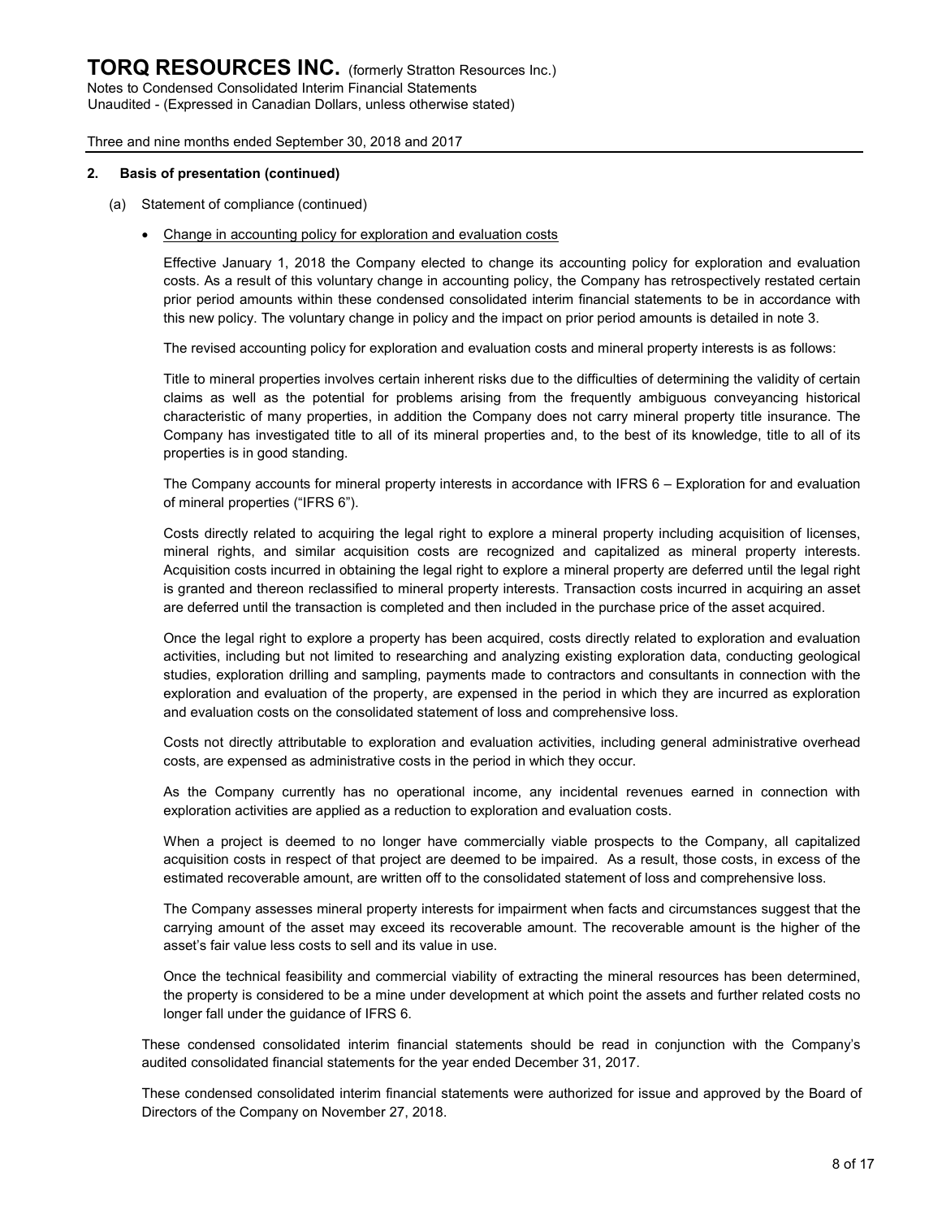## 2. Basis of presentation (continued)

(a) Statement of compliance (continued)

- Change in accounting policy for exploration and evaluation costs

  Effective January 1, 2018 the Company elected to change its accounting policy for exploration and evaluation costs. As a result of this voluntary change in accounting policy, the Company has retrospectively restated certain prior period amounts within these condensed consolidated interim financial statements to be in accordance with this new policy. The voluntary change in policy and the impact on prior period amounts is detailed in note 3.

  The revised accounting policy for exploration and evaluation costs and mineral property interests is as follows:

  Title to mineral properties involves certain inherent risks due to the difficulties of determining the validity of certain claims as well as the potential for problems arising from the frequently ambiguous conveyancing historical characteristic of many properties, in addition the Company does not carry mineral property title insurance. The Company has investigated title to all of its mineral properties and, to the best of its knowledge, title to all of its properties is in good standing.

  The Company accounts for mineral property interests in accordance with IFRS 6 – Exploration for and evaluation of mineral properties ("IFRS 6").

  Costs directly related to acquiring the legal right to explore a mineral property including acquisition of licenses, mineral rights, and similar acquisition costs are recognized and capitalized as mineral property interests. Acquisition costs incurred in obtaining the legal right to explore a mineral property are deferred until the legal right is granted and thereon reclassified to mineral property interests. Transaction costs incurred in acquiring an asset are deferred until the transaction is completed and then included in the purchase price of the asset acquired.

  Once the legal right to explore a property has been acquired, costs directly related to exploration and evaluation activities, including but not limited to researching and analyzing existing exploration data, conducting geological studies, exploration drilling and sampling, payments made to contractors and consultants in connection with the exploration and evaluation of the property, are expensed in the period in which they are incurred as exploration and evaluation costs on the consolidated statement of loss and comprehensive loss.

  Costs not directly attributable to exploration and evaluation activities, including general administrative overhead costs, are expensed as administrative costs in the period in which they occur.

  As the Company currently has no operational income, any incidental revenues earned in connection with exploration activities are applied as a reduction to exploration and evaluation costs.

  When a project is deemed to no longer have commercially viable prospects to the Company, all capitalized acquisition costs in respect of that project are deemed to be impaired. As a result, those costs, in excess of the estimated recoverable amount, are written off to the consolidated statement of loss and comprehensive loss.

  The Company assesses mineral property interests for impairment when facts and circumstances suggest that the carrying amount of the asset may exceed its recoverable amount. The recoverable amount is the higher of the asset's fair value less costs to sell and its value in use.

  Once the technical feasibility and commercial viability of extracting the mineral resources has been determined, the property is considered to be a mine under development at which point the assets and further related costs no longer fall under the guidance of IFRS 6.

These condensed consolidated interim financial statements should be read in conjunction with the Company's audited consolidated financial statements for the year ended December 31, 2017.

These condensed consolidated interim financial statements were authorized for issue and approved by the Board of Directors of the Company on November 27, 2018.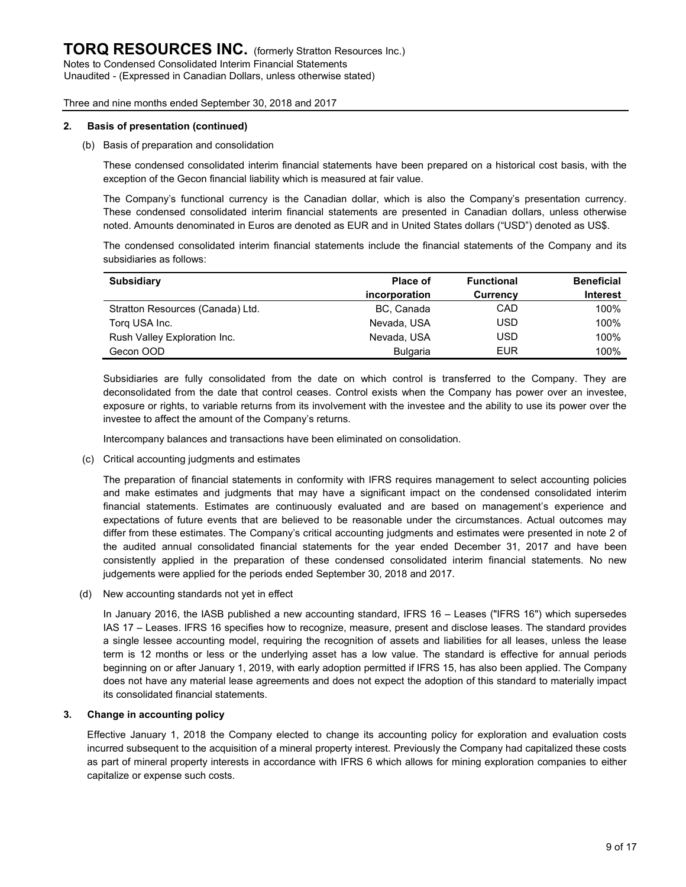## 2. Basis of presentation (continued)

(b) Basis of preparation and consolidation

These condensed consolidated interim financial statements have been prepared on a historical cost basis, with the exception of the Gecon financial liability which is measured at fair value.

The Company's functional currency is the Canadian dollar, which is also the Company's presentation currency. These condensed consolidated interim financial statements are presented in Canadian dollars, unless otherwise noted. Amounts denominated in Euros are denoted as EUR and in United States dollars ("USD") denoted as US$.

The condensed consolidated interim financial statements include the financial statements of the Company and its subsidiaries as follows:

| Subsidiary | Place of incorporation | Functional Currency | Beneficial Interest |
|---|---|---|---|
| Stratton Resources (Canada) Ltd. | BC, Canada | CAD | 100% |
| Torq USA Inc. | Nevada, USA | USD | 100% |
| Rush Valley Exploration Inc. | Nevada, USA | USD | 100% |
| Gecon OOD | Bulgaria | EUR | 100% |

Subsidiaries are fully consolidated from the date on which control is transferred to the Company. They are deconsolidated from the date that control ceases. Control exists when the Company has power over an investee, exposure or rights, to variable returns from its involvement with the investee and the ability to use its power over the investee to affect the amount of the Company's returns.

Intercompany balances and transactions have been eliminated on consolidation.

(c) Critical accounting judgments and estimates

The preparation of financial statements in conformity with IFRS requires management to select accounting policies and make estimates and judgments that may have a significant impact on the condensed consolidated interim financial statements. Estimates are continuously evaluated and are based on management's experience and expectations of future events that are believed to be reasonable under the circumstances. Actual outcomes may differ from these estimates. The Company's critical accounting judgments and estimates were presented in note 2 of the audited annual consolidated financial statements for the year ended December 31, 2017 and have been consistently applied in the preparation of these condensed consolidated interim financial statements. No new judgements were applied for the periods ended September 30, 2018 and 2017.

(d) New accounting standards not yet in effect

In January 2016, the IASB published a new accounting standard, IFRS 16 – Leases ("IFRS 16") which supersedes IAS 17 – Leases. IFRS 16 specifies how to recognize, measure, present and disclose leases. The standard provides a single lessee accounting model, requiring the recognition of assets and liabilities for all leases, unless the lease term is 12 months or less or the underlying asset has a low value. The standard is effective for annual periods beginning on or after January 1, 2019, with early adoption permitted if IFRS 15, has also been applied. The Company does not have any material lease agreements and does not expect the adoption of this standard to materially impact its consolidated financial statements.

## 3. Change in accounting policy

Effective January 1, 2018 the Company elected to change its accounting policy for exploration and evaluation costs incurred subsequent to the acquisition of a mineral property interest. Previously the Company had capitalized these costs as part of mineral property interests in accordance with IFRS 6 which allows for mining exploration companies to either capitalize or expense such costs.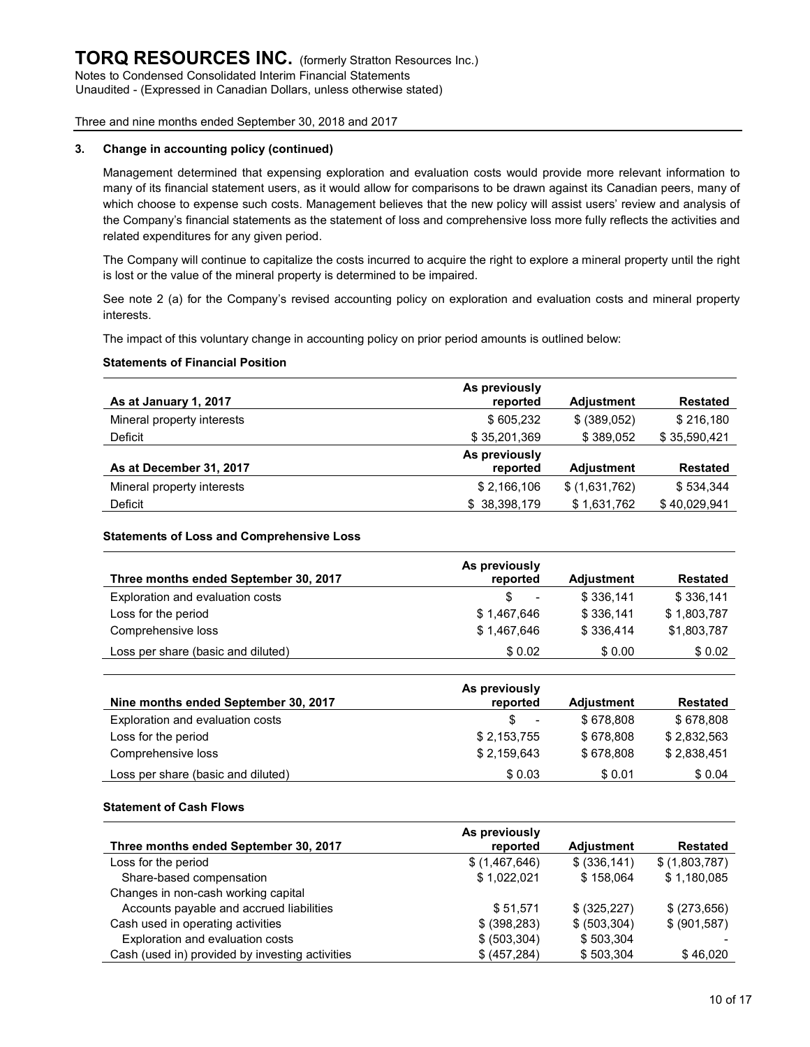### 3. Change in accounting policy (continued)

Management determined that expensing exploration and evaluation costs would provide more relevant information to many of its financial statement users, as it would allow for comparisons to be drawn against its Canadian peers, many of which choose to expense such costs. Management believes that the new policy will assist users' review and analysis of the Company's financial statements as the statement of loss and comprehensive loss more fully reflects the activities and related expenditures for any given period.

The Company will continue to capitalize the costs incurred to acquire the right to explore a mineral property until the right is lost or the value of the mineral property is determined to be impaired.

See note 2 (a) for the Company's revised accounting policy on exploration and evaluation costs and mineral property interests.

The impact of this voluntary change in accounting policy on prior period amounts is outlined below:

**Statements of Financial Position**

| As at January 1, 2017 | As previously reported | Adjustment | Restated |
|---|---|---|---|
| Mineral property interests | $ 605,232 | $ (389,052) | $ 216,180 |
| Deficit | $ 35,201,369 | $ 389,052 | $ 35,590,421 |
| **As at December 31, 2017** | **As previously reported** | **Adjustment** | **Restated** |
| Mineral property interests | $ 2,166,106 | $ (1,631,762) | $ 534,344 |
| Deficit | $ 38,398,179 | $ 1,631,762 | $ 40,029,941 |

**Statements of Loss and Comprehensive Loss**

| Three months ended September 30, 2017 | As previously reported | Adjustment | Restated |
|---|---|---|---|
| Exploration and evaluation costs | $ - | $ 336,141 | $ 336,141 |
| Loss for the period | $ 1,467,646 | $ 336,141 | $ 1,803,787 |
| Comprehensive loss | $ 1,467,646 | $ 336,414 | $1,803,787 |
| Loss per share (basic and diluted) | $ 0.02 | $ 0.00 | $ 0.02 |

| Nine months ended September 30, 2017 | As previously reported | Adjustment | Restated |
|---|---|---|---|
| Exploration and evaluation costs | $ - | $ 678,808 | $ 678,808 |
| Loss for the period | $ 2,153,755 | $ 678,808 | $ 2,832,563 |
| Comprehensive loss | $ 2,159,643 | $ 678,808 | $ 2,838,451 |
| Loss per share (basic and diluted) | $ 0.03 | $ 0.01 | $ 0.04 |

**Statement of Cash Flows**

| Three months ended September 30, 2017 | As previously reported | Adjustment | Restated |
|---|---|---|---|
| Loss for the period | $ (1,467,646) | $ (336,141) | $ (1,803,787) |
| Share-based compensation | $ 1,022,021 | $ 158,064 | $ 1,180,085 |
| Changes in non-cash working capital | | | |
| Accounts payable and accrued liabilities | $ 51,571 | $ (325,227) | $ (273,656) |
| Cash used in operating activities | $ (398,283) | $ (503,304) | $ (901,587) |
| Exploration and evaluation costs | $ (503,304) | $ 503,304 | - |
| Cash (used in) provided by investing activities | $ (457,284) | $ 503,304 | $ 46,020 |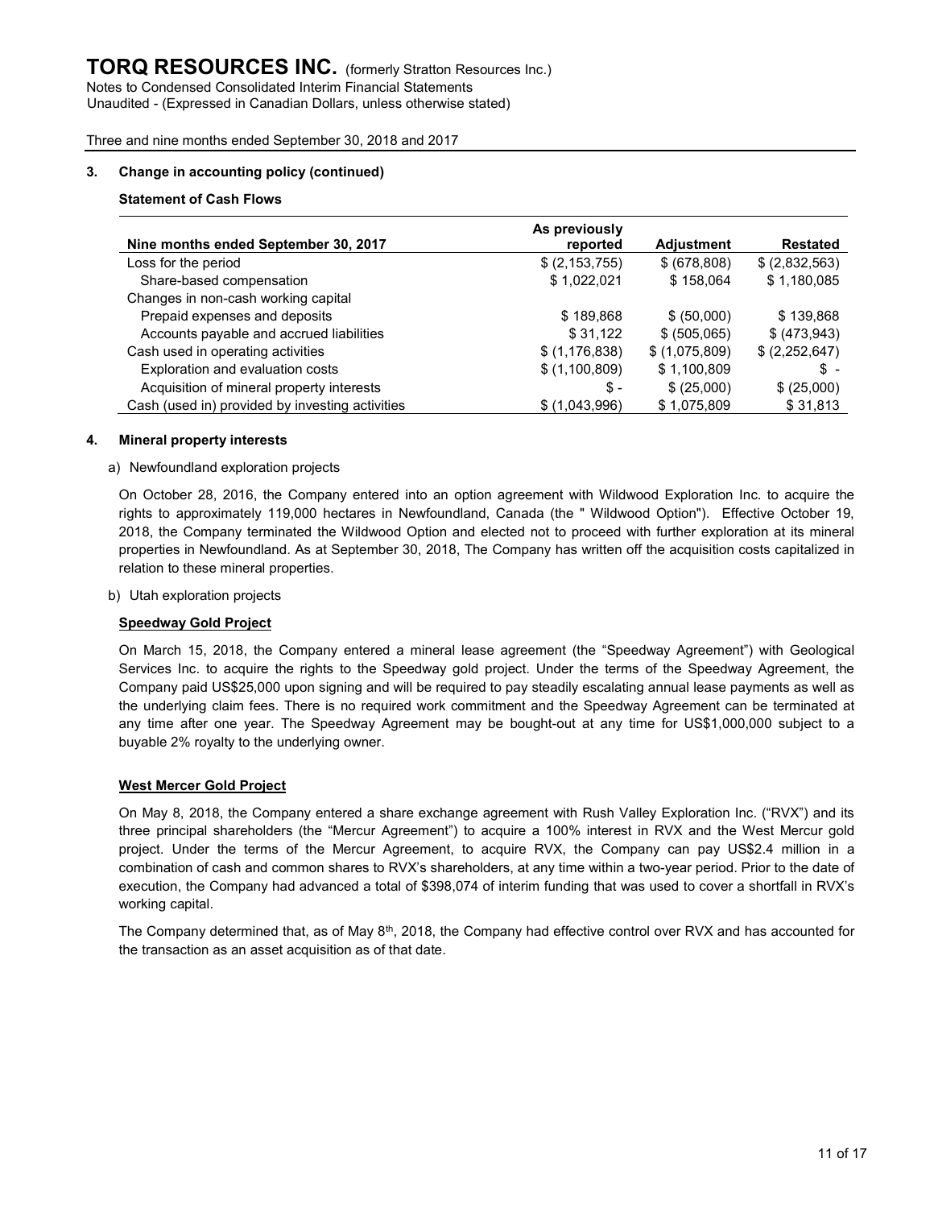### 3. Change in accounting policy (continued)

**Statement of Cash Flows**

| Nine months ended September 30, 2017 | As previously reported | Adjustment | Restated |
|---|---|---|---|
| Loss for the period | $ (2,153,755) | $ (678,808) | $ (2,832,563) |
| Share-based compensation | $ 1,022,021 | $ 158,064 | $ 1,180,085 |
| Changes in non-cash working capital | | | |
| Prepaid expenses and deposits | $ 189,868 | $ (50,000) | $ 139,868 |
| Accounts payable and accrued liabilities | $ 31,122 | $ (505,065) | $ (473,943) |
| Cash used in operating activities | $ (1,176,838) | $ (1,075,809) | $ (2,252,647) |
| Exploration and evaluation costs | $ (1,100,809) | $ 1,100,809 | $ - |
| Acquisition of mineral property interests | $ - | $ (25,000) | $ (25,000) |
| Cash (used in) provided by investing activities | $ (1,043,996) | $ 1,075,809 | $ 31,813 |

### 4. Mineral property interests

a) Newfoundland exploration projects

On October 28, 2016, the Company entered into an option agreement with Wildwood Exploration Inc. to acquire the rights to approximately 119,000 hectares in Newfoundland, Canada (the " Wildwood Option"). Effective October 19, 2018, the Company terminated the Wildwood Option and elected not to proceed with further exploration at its mineral properties in Newfoundland. As at September 30, 2018, The Company has written off the acquisition costs capitalized in relation to these mineral properties.

b) Utah exploration projects

**Speedway Gold Project**

On March 15, 2018, the Company entered a mineral lease agreement (the "Speedway Agreement") with Geological Services Inc. to acquire the rights to the Speedway gold project. Under the terms of the Speedway Agreement, the Company paid US$25,000 upon signing and will be required to pay steadily escalating annual lease payments as well as the underlying claim fees. There is no required work commitment and the Speedway Agreement can be terminated at any time after one year. The Speedway Agreement may be bought-out at any time for US$1,000,000 subject to a buyable 2% royalty to the underlying owner.

**West Mercer Gold Project**

On May 8, 2018, the Company entered a share exchange agreement with Rush Valley Exploration Inc. ("RVX") and its three principal shareholders (the "Mercur Agreement") to acquire a 100% interest in RVX and the West Mercur gold project. Under the terms of the Mercur Agreement, to acquire RVX, the Company can pay US$2.4 million in a combination of cash and common shares to RVX's shareholders, at any time within a two-year period. Prior to the date of execution, the Company had advanced a total of $398,074 of interim funding that was used to cover a shortfall in RVX's working capital.

The Company determined that, as of May 8th, 2018, the Company had effective control over RVX and has accounted for the transaction as an asset acquisition as of that date.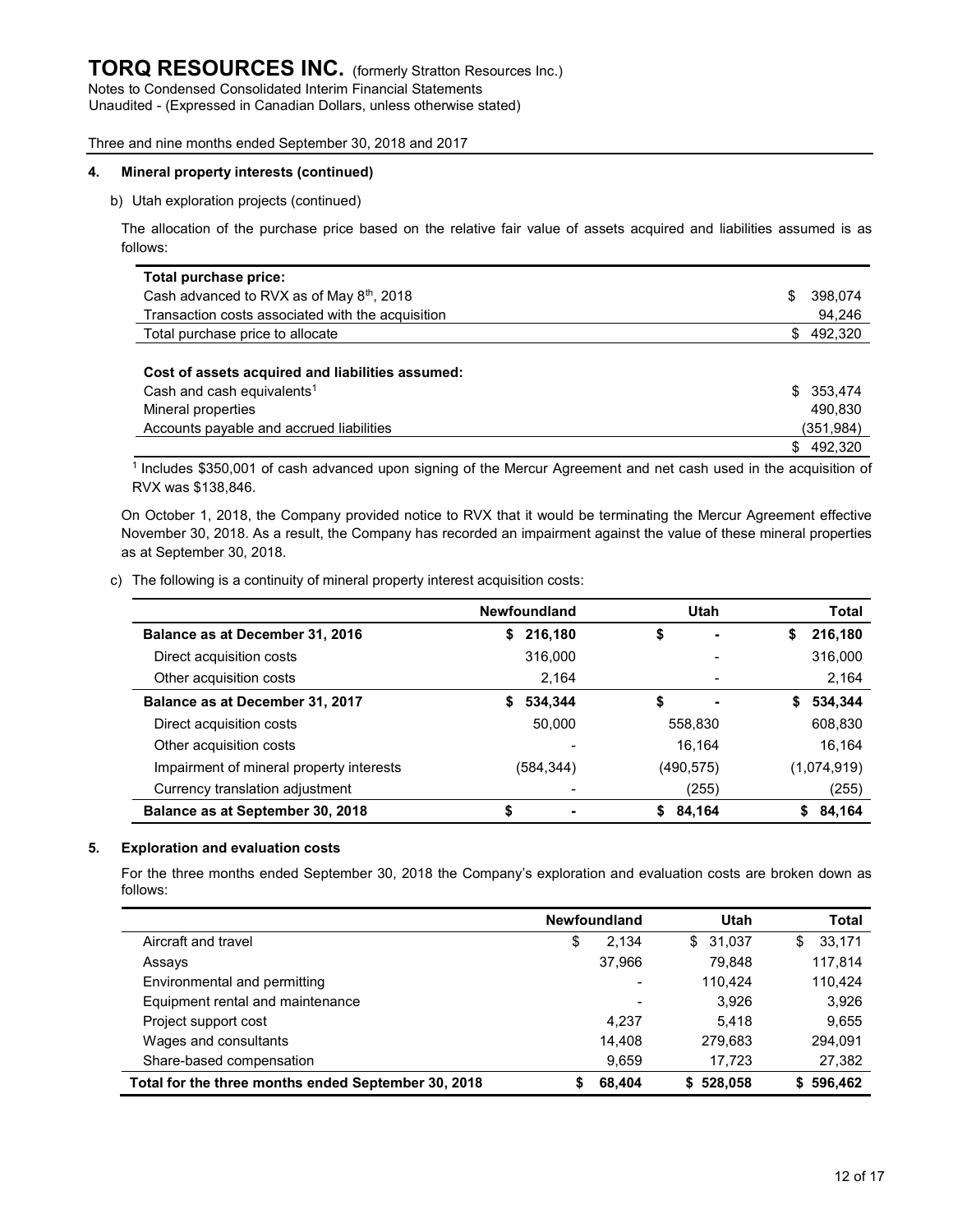### 4. Mineral property interests (continued)

b) Utah exploration projects (continued)

The allocation of the purchase price based on the relative fair value of assets acquired and liabilities assumed is as follows:

| | |
|---|---|
| **Total purchase price:** | |
| Cash advanced to RVX as of May 8th, 2018 | $ 398,074 |
| Transaction costs associated with the acquisition | 94,246 |
| Total purchase price to allocate | $ 492,320 |
| | |
| **Cost of assets acquired and liabilities assumed:** | |
| Cash and cash equivalents[1] | $ 353,474 |
| Mineral properties | 490,830 |
| Accounts payable and accrued liabilities | (351,984) |
| | $ 492,320 |

[1] Includes $350,001 of cash advanced upon signing of the Mercur Agreement and net cash used in the acquisition of RVX was $138,846.

On October 1, 2018, the Company provided notice to RVX that it would be terminating the Mercur Agreement effective November 30, 2018. As a result, the Company has recorded an impairment against the value of these mineral properties as at September 30, 2018.

c) The following is a continuity of mineral property interest acquisition costs:

| | Newfoundland | Utah | Total |
|---|---|---|---|
| **Balance as at December 31, 2016** | **$ 216,180** | **$ -** | **$ 216,180** |
| Direct acquisition costs | 316,000 | - | 316,000 |
| Other acquisition costs | 2,164 | - | 2,164 |
| **Balance as at December 31, 2017** | **$ 534,344** | **$ -** | **$ 534,344** |
| Direct acquisition costs | 50,000 | 558,830 | 608,830 |
| Other acquisition costs | - | 16,164 | 16,164 |
| Impairment of mineral property interests | (584,344) | (490,575) | (1,074,919) |
| Currency translation adjustment | - | (255) | (255) |
| **Balance as at September 30, 2018** | **$ -** | **$ 84,164** | **$ 84,164** |

### 5. Exploration and evaluation costs

For the three months ended September 30, 2018 the Company's exploration and evaluation costs are broken down as follows:

| | Newfoundland | Utah | Total |
|---|---|---|---|
| Aircraft and travel | $ 2,134 | $ 31,037 | $ 33,171 |
| Assays | 37,966 | 79,848 | 117,814 |
| Environmental and permitting | - | 110,424 | 110,424 |
| Equipment rental and maintenance | - | 3,926 | 3,926 |
| Project support cost | 4,237 | 5,418 | 9,655 |
| Wages and consultants | 14,408 | 279,683 | 294,091 |
| Share-based compensation | 9,659 | 17,723 | 27,382 |
| **Total for the three months ended September 30, 2018** | **$ 68,404** | **$ 528,058** | **$ 596,462** |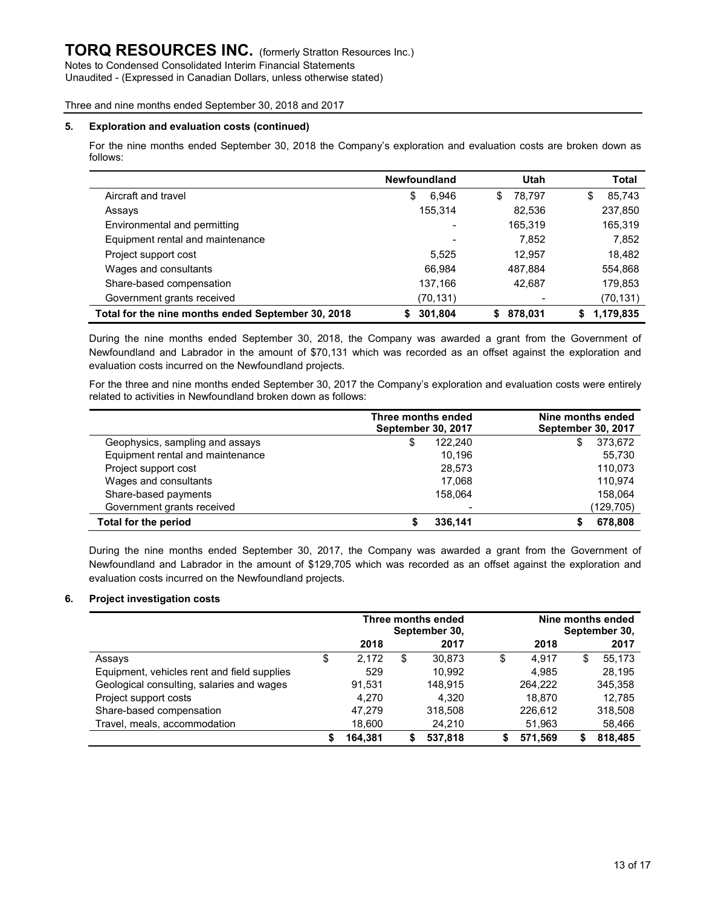# TORQ RESOURCES INC. (formerly Stratton Resources Inc.)

Notes to Condensed Consolidated Interim Financial Statements
Unaudited - (Expressed in Canadian Dollars, unless otherwise stated)

Three and nine months ended September 30, 2018 and 2017

## 5. Exploration and evaluation costs (continued)

For the nine months ended September 30, 2018 the Company's exploration and evaluation costs are broken down as follows:

| | Newfoundland | Utah | Total |
|---|---|---|---|
| Aircraft and travel | $ 6,946 | $ 78,797 | $ 85,743 |
| Assays | 155,314 | 82,536 | 237,850 |
| Environmental and permitting | - | 165,319 | 165,319 |
| Equipment rental and maintenance | - | 7,852 | 7,852 |
| Project support cost | 5,525 | 12,957 | 18,482 |
| Wages and consultants | 66,984 | 487,884 | 554,868 |
| Share-based compensation | 137,166 | 42,687 | 179,853 |
| Government grants received | (70,131) | - | (70,131) |
| **Total for the nine months ended September 30, 2018** | **$ 301,804** | **$ 878,031** | **$ 1,179,835** |

During the nine months ended September 30, 2018, the Company was awarded a grant from the Government of Newfoundland and Labrador in the amount of $70,131 which was recorded as an offset against the exploration and evaluation costs incurred on the Newfoundland projects.

For the three and nine months ended September 30, 2017 the Company's exploration and evaluation costs were entirely related to activities in Newfoundland broken down as follows:

| | Three months ended September 30, 2017 | Nine months ended September 30, 2017 |
|---|---|---|
| Geophysics, sampling and assays | $ 122,240 | $ 373,672 |
| Equipment rental and maintenance | 10,196 | 55,730 |
| Project support cost | 28,573 | 110,073 |
| Wages and consultants | 17,068 | 110,974 |
| Share-based payments | 158,064 | 158,064 |
| Government grants received | - | (129,705) |
| **Total for the period** | **$ 336,141** | **$ 678,808** |

During the nine months ended September 30, 2017, the Company was awarded a grant from the Government of Newfoundland and Labrador in the amount of $129,705 which was recorded as an offset against the exploration and evaluation costs incurred on the Newfoundland projects.

## 6. Project investigation costs

| | Three months ended September 30, | | Nine months ended September 30, | |
|---|---|---|---|---|
| | 2018 | 2017 | 2018 | 2017 |
| Assays | $ 2,172 | $ 30,873 | $ 4,917 | $ 55,173 |
| Equipment, vehicles rent and field supplies | 529 | 10,992 | 4,985 | 28,195 |
| Geological consulting, salaries and wages | 91,531 | 148,915 | 264,222 | 345,358 |
| Project support costs | 4,270 | 4,320 | 18,870 | 12,785 |
| Share-based compensation | 47,279 | 318,508 | 226,612 | 318,508 |
| Travel, meals, accommodation | 18,600 | 24,210 | 51,963 | 58,466 |
| | **$ 164,381** | **$ 537,818** | **$ 571,569** | **$ 818,485** |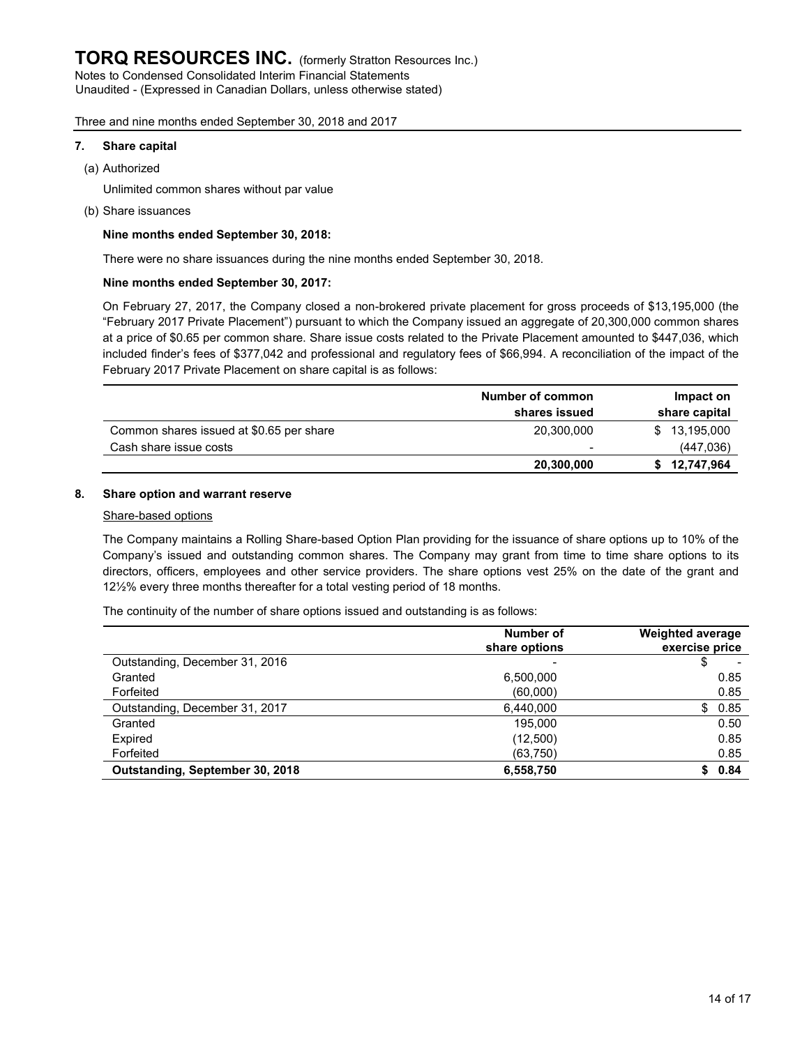## 7. Share capital

(a) Authorized

Unlimited common shares without par value

(b) Share issuances

**Nine months ended September 30, 2018:**

There were no share issuances during the nine months ended September 30, 2018.

**Nine months ended September 30, 2017:**

On February 27, 2017, the Company closed a non-brokered private placement for gross proceeds of $13,195,000 (the "February 2017 Private Placement") pursuant to which the Company issued an aggregate of 20,300,000 common shares at a price of $0.65 per common share. Share issue costs related to the Private Placement amounted to $447,036, which included finder's fees of $377,042 and professional and regulatory fees of $66,994. A reconciliation of the impact of the February 2017 Private Placement on share capital is as follows:

| | Number of common shares issued | Impact on share capital |
|---|---|---|
| Common shares issued at $0.65 per share | 20,300,000 | $ 13,195,000 |
| Cash share issue costs | - | (447,036) |
| | **20,300,000** | **$ 12,747,964** |

## 8. Share option and warrant reserve

Share-based options

The Company maintains a Rolling Share-based Option Plan providing for the issuance of share options up to 10% of the Company's issued and outstanding common shares. The Company may grant from time to time share options to its directors, officers, employees and other service providers. The share options vest 25% on the date of the grant and 12½% every three months thereafter for a total vesting period of 18 months.

The continuity of the number of share options issued and outstanding is as follows:

| | Number of share options | Weighted average exercise price |
|---|---|---|
| Outstanding, December 31, 2016 | - | $ - |
| Granted | 6,500,000 | 0.85 |
| Forfeited | (60,000) | 0.85 |
| Outstanding, December 31, 2017 | 6,440,000 | $ 0.85 |
| Granted | 195,000 | 0.50 |
| Expired | (12,500) | 0.85 |
| Forfeited | (63,750) | 0.85 |
| **Outstanding, September 30, 2018** | **6,558,750** | **$ 0.84** |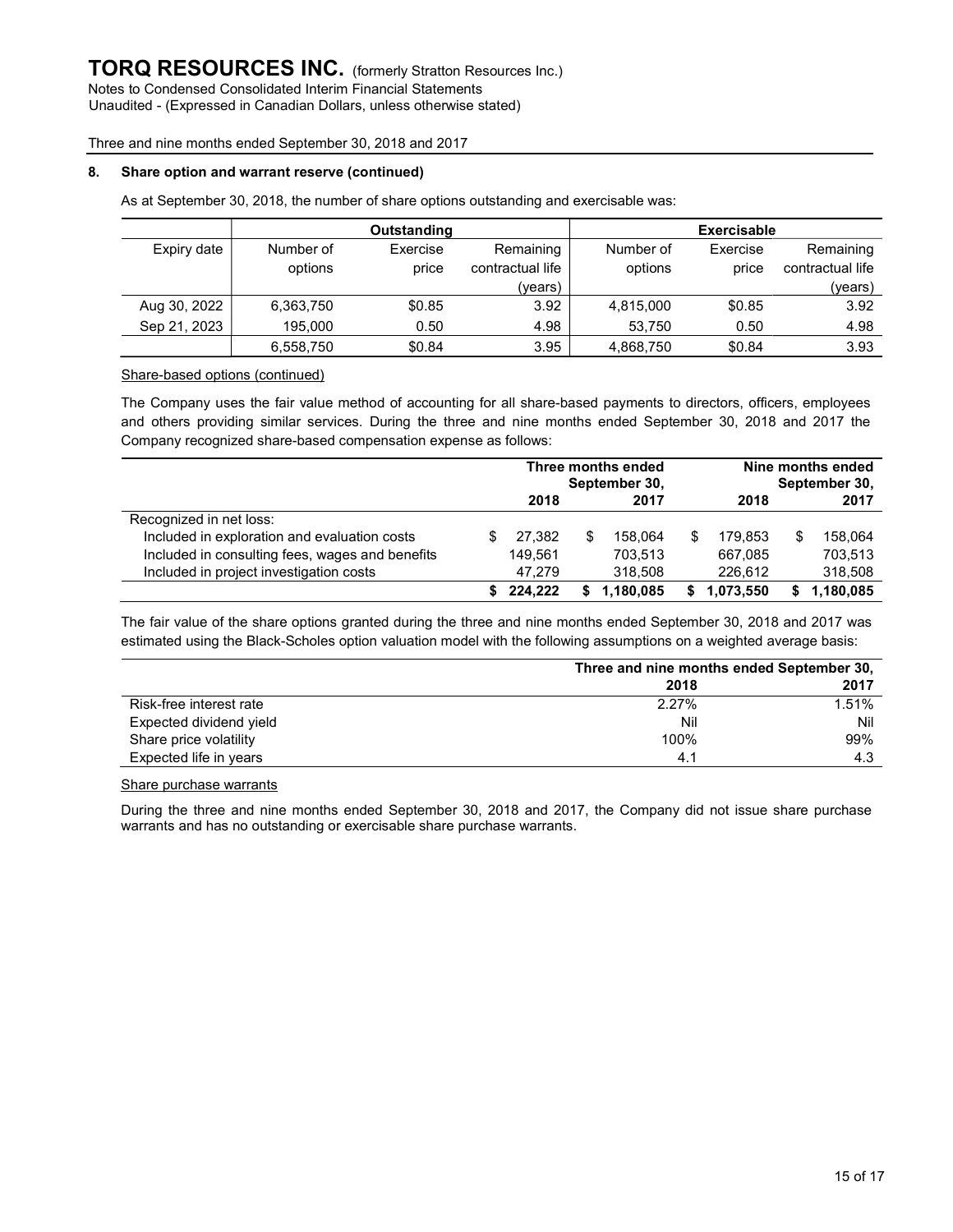# TORQ RESOURCES INC. (formerly Stratton Resources Inc.)

Notes to Condensed Consolidated Interim Financial Statements
Unaudited - (Expressed in Canadian Dollars, unless otherwise stated)

Three and nine months ended September 30, 2018 and 2017

## 8. Share option and warrant reserve (continued)

As at September 30, 2018, the number of share options outstanding and exercisable was:

| | Outstanding | | | Exercisable | | |
|---|---|---|---|---|---|---|
| Expiry date | Number of options | Exercise price | Remaining contractual life (years) | Number of options | Exercise price | Remaining contractual life (years) |
| Aug 30, 2022 | 6,363,750 | $0.85 | 3.92 | 4,815,000 | $0.85 | 3.92 |
| Sep 21, 2023 | 195,000 | 0.50 | 4.98 | 53,750 | 0.50 | 4.98 |
| | 6,558,750 | $0.84 | 3.95 | 4,868,750 | $0.84 | 3.93 |

Share-based options (continued)

The Company uses the fair value method of accounting for all share-based payments to directors, officers, employees and others providing similar services. During the three and nine months ended September 30, 2018 and 2017 the Company recognized share-based compensation expense as follows:

| | Three months ended September 30, | | Nine months ended September 30, | |
|---|---|---|---|---|
| | 2018 | 2017 | 2018 | 2017 |
| Recognized in net loss: | | | | |
| Included in exploration and evaluation costs | $ 27,382 | $ 158,064 | $ 179,853 | $ 158,064 |
| Included in consulting fees, wages and benefits | 149,561 | 703,513 | 667,085 | 703,513 |
| Included in project investigation costs | 47,279 | 318,508 | 226,612 | 318,508 |
| | **$ 224,222** | **$ 1,180,085** | **$ 1,073,550** | **$ 1,180,085** |

The fair value of the share options granted during the three and nine months ended September 30, 2018 and 2017 was estimated using the Black-Scholes option valuation model with the following assumptions on a weighted average basis:

| | Three and nine months ended September 30, | |
|---|---|---|
| | 2018 | 2017 |
| Risk-free interest rate | 2.27% | 1.51% |
| Expected dividend yield | Nil | Nil |
| Share price volatility | 100% | 99% |
| Expected life in years | 4.1 | 4.3 |

Share purchase warrants

During the three and nine months ended September 30, 2018 and 2017, the Company did not issue share purchase warrants and has no outstanding or exercisable share purchase warrants.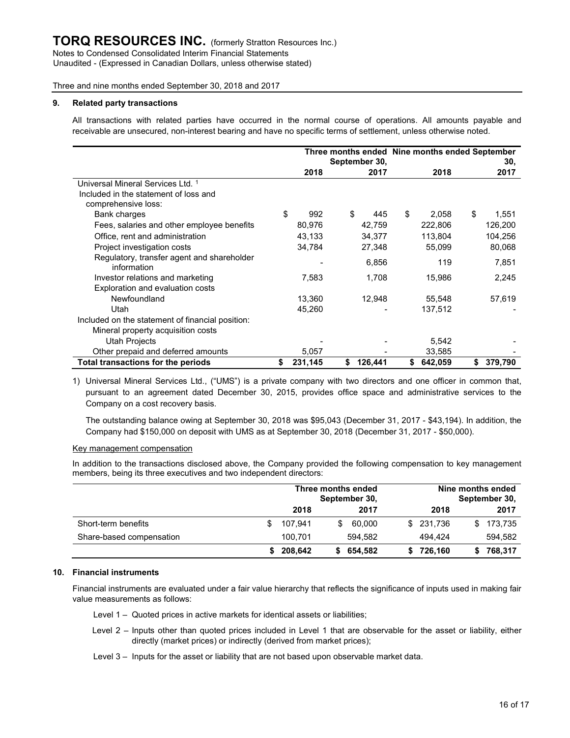## 9. Related party transactions

All transactions with related parties have occurred in the normal course of operations. All amounts payable and receivable are unsecured, non-interest bearing and have no specific terms of settlement, unless otherwise noted.

| | Three months ended September 30, | | Nine months ended September 30, | |
|---|---|---|---|---|
| | 2018 | 2017 | 2018 | 2017 |
| Universal Mineral Services Ltd. [1] | | | | |
| Included in the statement of loss and comprehensive loss: | | | | |
| Bank charges | $ 992 | $ 445 | $ 2,058 | $ 1,551 |
| Fees, salaries and other employee benefits | 80,976 | 42,759 | 222,806 | 126,200 |
| Office, rent and administration | 43,133 | 34,377 | 113,804 | 104,256 |
| Project investigation costs | 34,784 | 27,348 | 55,099 | 80,068 |
| Regulatory, transfer agent and shareholder information | - | 6,856 | 119 | 7,851 |
| Investor relations and marketing | 7,583 | 1,708 | 15,986 | 2,245 |
| Exploration and evaluation costs | | | | |
| Newfoundland | 13,360 | 12,948 | 55,548 | 57,619 |
| Utah | 45,260 | - | 137,512 | - |
| Included on the statement of financial position: | | | | |
| Mineral property acquisition costs | | | | |
| Utah Projects | - | - | 5,542 | - |
| Other prepaid and deferred amounts | 5,057 | - | 33,585 | - |
| **Total transactions for the periods** | **$ 231,145** | **$ 126,441** | **$ 642,059** | **$ 379,790** |

1) Universal Mineral Services Ltd., ("UMS") is a private company with two directors and one officer in common that, pursuant to an agreement dated December 30, 2015, provides office space and administrative services to the Company on a cost recovery basis.

The outstanding balance owing at September 30, 2018 was $95,043 (December 31, 2017 - $43,194). In addition, the Company had $150,000 on deposit with UMS as at September 30, 2018 (December 31, 2017 - $50,000).

### Key management compensation

In addition to the transactions disclosed above, the Company provided the following compensation to key management members, being its three executives and two independent directors:

| | Three months ended September 30, | | Nine months ended September 30, | |
|---|---|---|---|---|
| | 2018 | 2017 | 2018 | 2017 |
| Short-term benefits | $ 107,941 | $ 60,000 | $ 231,736 | $ 173,735 |
| Share-based compensation | 100,701 | 594,582 | 494,424 | 594,582 |
| | **$ 208,642** | **$ 654,582** | **$ 726,160** | **$ 768,317** |

## 10. Financial instruments

Financial instruments are evaluated under a fair value hierarchy that reflects the significance of inputs used in making fair value measurements as follows:

- Level 1 – Quoted prices in active markets for identical assets or liabilities;
- Level 2 – Inputs other than quoted prices included in Level 1 that are observable for the asset or liability, either directly (market prices) or indirectly (derived from market prices);
- Level 3 – Inputs for the asset or liability that are not based upon observable market data.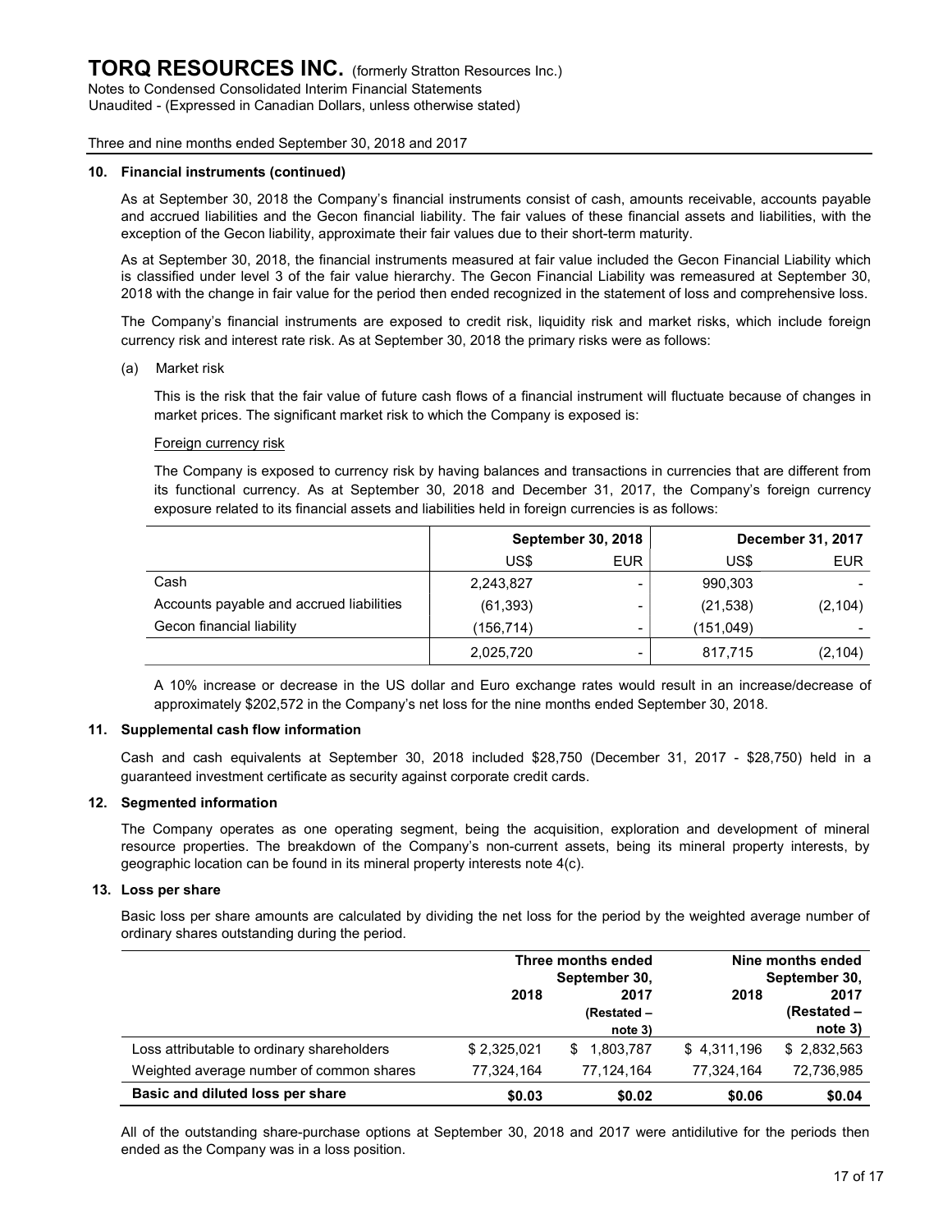## 10. Financial instruments (continued)

As at September 30, 2018 the Company's financial instruments consist of cash, amounts receivable, accounts payable and accrued liabilities and the Gecon financial liability. The fair values of these financial assets and liabilities, with the exception of the Gecon liability, approximate their fair values due to their short-term maturity.

As at September 30, 2018, the financial instruments measured at fair value included the Gecon Financial Liability which is classified under level 3 of the fair value hierarchy. The Gecon Financial Liability was remeasured at September 30, 2018 with the change in fair value for the period then ended recognized in the statement of loss and comprehensive loss.

The Company's financial instruments are exposed to credit risk, liquidity risk and market risks, which include foreign currency risk and interest rate risk. As at September 30, 2018 the primary risks were as follows:

(a) Market risk

This is the risk that the fair value of future cash flows of a financial instrument will fluctuate because of changes in market prices. The significant market risk to which the Company is exposed is:

Foreign currency risk

The Company is exposed to currency risk by having balances and transactions in currencies that are different from its functional currency. As at September 30, 2018 and December 31, 2017, the Company's foreign currency exposure related to its financial assets and liabilities held in foreign currencies is as follows:

| | September 30, 2018 | | December 31, 2017 | |
|---|---|---|---|---|
| | US$ | EUR | US$ | EUR |
| Cash | 2,243,827 | - | 990,303 | - |
| Accounts payable and accrued liabilities | (61,393) | - | (21,538) | (2,104) |
| Gecon financial liability | (156,714) | - | (151,049) | - |
| | 2,025,720 | - | 817,715 | (2,104) |

A 10% increase or decrease in the US dollar and Euro exchange rates would result in an increase/decrease of approximately $202,572 in the Company's net loss for the nine months ended September 30, 2018.

## 11. Supplemental cash flow information

Cash and cash equivalents at September 30, 2018 included $28,750 (December 31, 2017 - $28,750) held in a guaranteed investment certificate as security against corporate credit cards.

## 12. Segmented information

The Company operates as one operating segment, being the acquisition, exploration and development of mineral resource properties. The breakdown of the Company's non-current assets, being its mineral property interests, by geographic location can be found in its mineral property interests note 4(c).

## 13. Loss per share

Basic loss per share amounts are calculated by dividing the net loss for the period by the weighted average number of ordinary shares outstanding during the period.

| | Three months ended September 30, | | Nine months ended September 30, | |
|---|---|---|---|---|
| | 2018 | 2017 (Restated – note 3) | 2018 | 2017 (Restated – note 3) |
| Loss attributable to ordinary shareholders | $ 2,325,021 | $ 1,803,787 | $ 4,311,196 | $ 2,832,563 |
| Weighted average number of common shares | 77,324,164 | 77,124,164 | 77,324,164 | 72,736,985 |
| **Basic and diluted loss per share** | **$0.03** | **$0.02** | **$0.06** | **$0.04** |

All of the outstanding share-purchase options at September 30, 2018 and 2017 were antidilutive for the periods then ended as the Company was in a loss position.